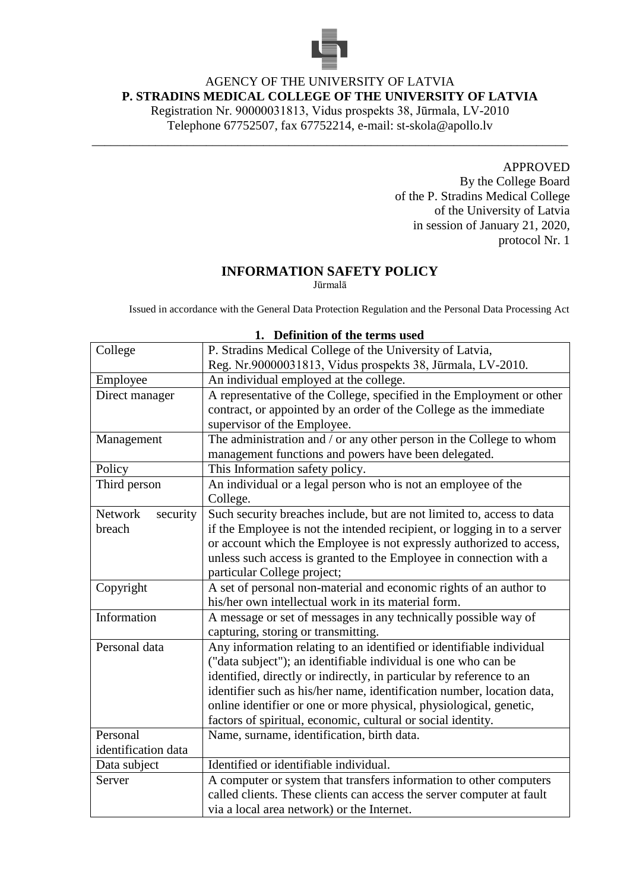AGENCY OF THE UNIVERSITY OF LATVIA

**P. STRADINS MEDICAL COLLEGE OF THE UNIVERSITY OF LATVIA**

Registration Nr. 90000031813, Vidus prospekts 38, Jūrmala, LV-2010

Telephone 67752507, fax 67752214, e-mail: st-skola@apollo.lv

---

APPROVED
By the College Board
of the P. Stradins Medical College
of the University of Latvia
in session of January 21, 2020,
protocol Nr. 1

# INFORMATION SAFETY POLICY

Jūrmalā

Issued in accordance with the General Data Protection Regulation and the Personal Data Processing Act

## 1. Definition of the terms used

| Term | Definition |
| --- | --- |
| College | P. Stradins Medical College of the University of Latvia, Reg. Nr.90000031813, Vidus prospekts 38, Jūrmala, LV-2010. |
| Employee | An individual employed at the college. |
| Direct manager | A representative of the College, specified in the Employment or other contract, or appointed by an order of the College as the immediate supervisor of the Employee. |
| Management | The administration and / or any other person in the College to whom management functions and powers have been delegated. |
| Policy | This Information safety policy. |
| Third person | An individual or a legal person who is not an employee of the College. |
| Network security breach | Such security breaches include, but are not limited to, access to data if the Employee is not the intended recipient, or logging in to a server or account which the Employee is not expressly authorized to access, unless such access is granted to the Employee in connection with a particular College project; |
| Copyright | A set of personal non-material and economic rights of an author to his/her own intellectual work in its material form. |
| Information | A message or set of messages in any technically possible way of capturing, storing or transmitting. |
| Personal data | Any information relating to an identified or identifiable individual ("data subject"); an identifiable individual is one who can be identified, directly or indirectly, in particular by reference to an identifier such as his/her name, identification number, location data, online identifier or one or more physical, physiological, genetic, factors of spiritual, economic, cultural or social identity. |
| Personal identification data | Name, surname, identification, birth data. |
| Data subject | Identified or identifiable individual. |
| Server | A computer or system that transfers information to other computers called clients. These clients can access the server computer at fault via a local area network) or the Internet. |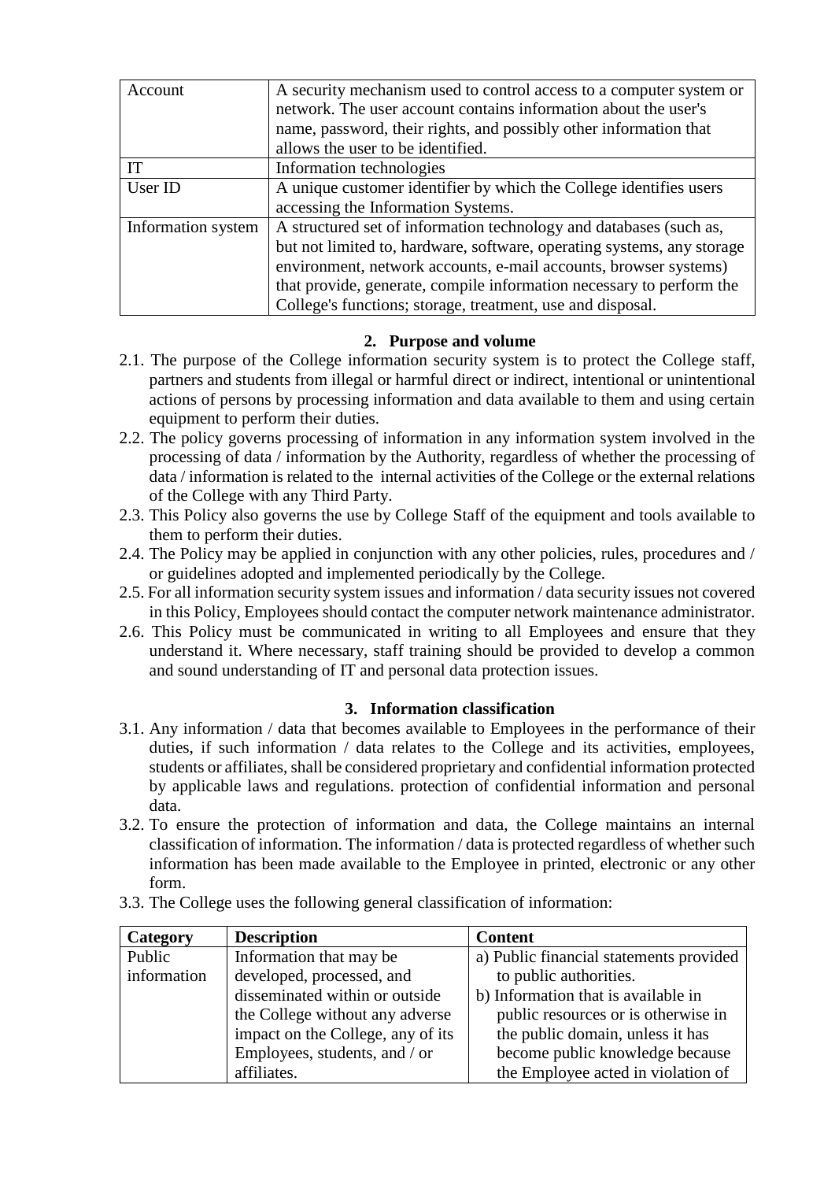| | |
|---|---|
| Account | A security mechanism used to control access to a computer system or network. The user account contains information about the user's name, password, their rights, and possibly other information that allows the user to be identified. |
| IT | Information technologies |
| User ID | A unique customer identifier by which the College identifies users accessing the Information Systems. |
| Information system | A structured set of information technology and databases (such as, but not limited to, hardware, software, operating systems, any storage environment, network accounts, e-mail accounts, browser systems) that provide, generate, compile information necessary to perform the College's functions; storage, treatment, use and disposal. |

## 2. Purpose and volume

2.1. The purpose of the College information security system is to protect the College staff, partners and students from illegal or harmful direct or indirect, intentional or unintentional actions of persons by processing information and data available to them and using certain equipment to perform their duties.

2.2. The policy governs processing of information in any information system involved in the processing of data / information by the Authority, regardless of whether the processing of data / information is related to the internal activities of the College or the external relations of the College with any Third Party.

2.3. This Policy also governs the use by College Staff of the equipment and tools available to them to perform their duties.

2.4. The Policy may be applied in conjunction with any other policies, rules, procedures and / or guidelines adopted and implemented periodically by the College.

2.5. For all information security system issues and information / data security issues not covered in this Policy, Employees should contact the computer network maintenance administrator.

2.6. This Policy must be communicated in writing to all Employees and ensure that they understand it. Where necessary, staff training should be provided to develop a common and sound understanding of IT and personal data protection issues.

## 3. Information classification

3.1. Any information / data that becomes available to Employees in the performance of their duties, if such information / data relates to the College and its activities, employees, students or affiliates, shall be considered proprietary and confidential information protected by applicable laws and regulations. protection of confidential information and personal data.

3.2. To ensure the protection of information and data, the College maintains an internal classification of information. The information / data is protected regardless of whether such information has been made available to the Employee in printed, electronic or any other form.

3.3. The College uses the following general classification of information:

| Category | Description | Content |
|---|---|---|
| Public information | Information that may be developed, processed, and disseminated within or outside the College without any adverse impact on the College, any of its Employees, students, and / or affiliates. | a) Public financial statements provided to public authorities.<br>b) Information that is available in public resources or is otherwise in the public domain, unless it has become public knowledge because the Employee acted in violation of |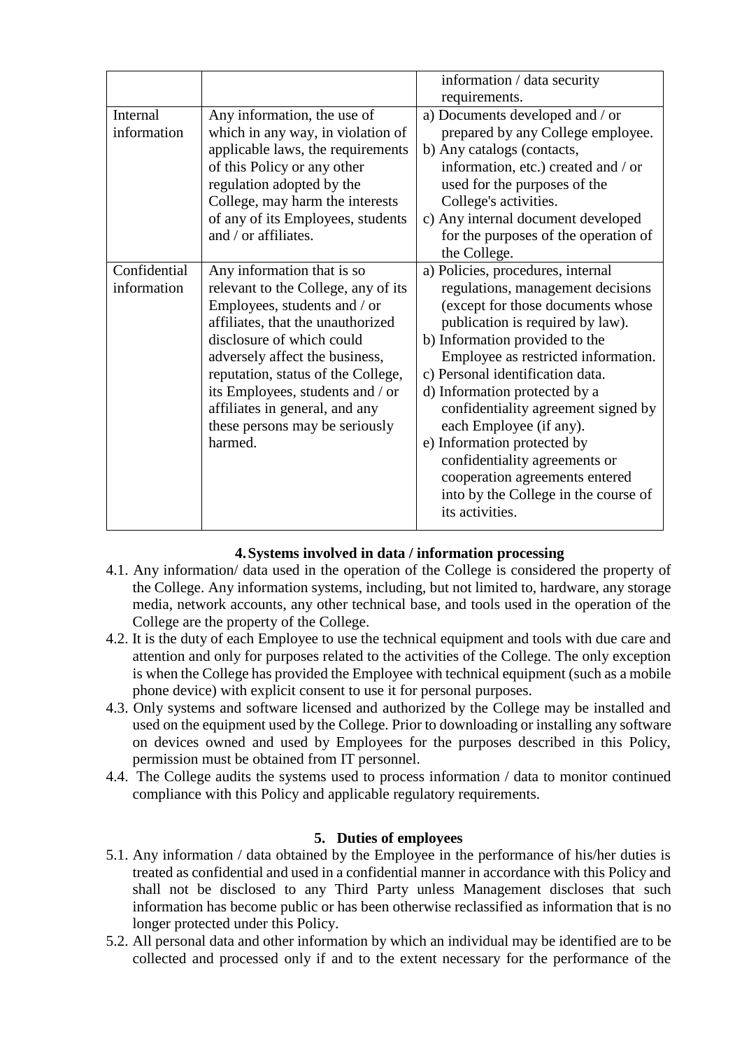| | | |
|---|---|---|
| | | information / data security requirements. |
| Internal information | Any information, the use of which in any way, in violation of applicable laws, the requirements of this Policy or any other regulation adopted by the College, may harm the interests of any of its Employees, students and / or affiliates. | a) Documents developed and / or prepared by any College employee.<br>b) Any catalogs (contacts, information, etc.) created and / or used for the purposes of the College's activities.<br>c) Any internal document developed for the purposes of the operation of the College. |
| Confidential information | Any information that is so relevant to the College, any of its Employees, students and / or affiliates, that the unauthorized disclosure of which could adversely affect the business, reputation, status of the College, its Employees, students and / or affiliates in general, and any these persons may be seriously harmed. | a) Policies, procedures, internal regulations, management decisions (except for those documents whose publication is required by law).<br>b) Information provided to the Employee as restricted information.<br>c) Personal identification data.<br>d) Information protected by a confidentiality agreement signed by each Employee (if any).<br>e) Information protected by confidentiality agreements or cooperation agreements entered into by the College in the course of its activities. |

## 4. Systems involved in data / information processing

4.1. Any information/ data used in the operation of the College is considered the property of the College. Any information systems, including, but not limited to, hardware, any storage media, network accounts, any other technical base, and tools used in the operation of the College are the property of the College.

4.2. It is the duty of each Employee to use the technical equipment and tools with due care and attention and only for purposes related to the activities of the College. The only exception is when the College has provided the Employee with technical equipment (such as a mobile phone device) with explicit consent to use it for personal purposes.

4.3. Only systems and software licensed and authorized by the College may be installed and used on the equipment used by the College. Prior to downloading or installing any software on devices owned and used by Employees for the purposes described in this Policy, permission must be obtained from IT personnel.

4.4. The College audits the systems used to process information / data to monitor continued compliance with this Policy and applicable regulatory requirements.

## 5. Duties of employees

5.1. Any information / data obtained by the Employee in the performance of his/her duties is treated as confidential and used in a confidential manner in accordance with this Policy and shall not be disclosed to any Third Party unless Management discloses that such information has become public or has been otherwise reclassified as information that is no longer protected under this Policy.

5.2. All personal data and other information by which an individual may be identified are to be collected and processed only if and to the extent necessary for the performance of the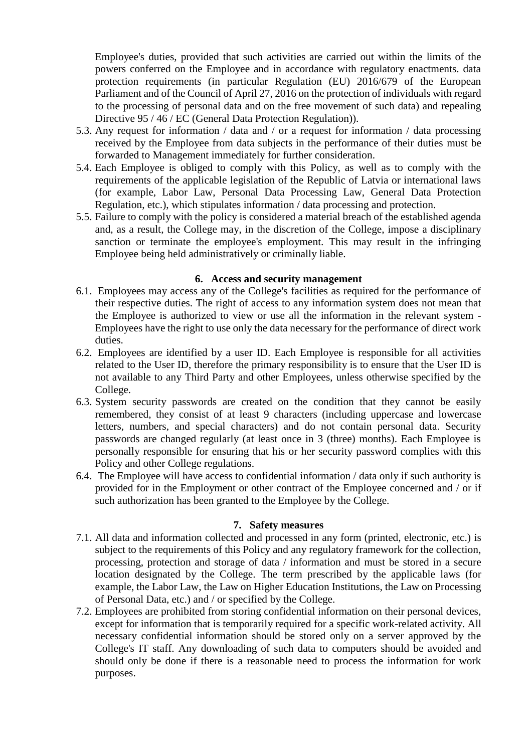Employee's duties, provided that such activities are carried out within the limits of the powers conferred on the Employee and in accordance with regulatory enactments. data protection requirements (in particular Regulation (EU) 2016/679 of the European Parliament and of the Council of April 27, 2016 on the protection of individuals with regard to the processing of personal data and on the free movement of such data) and repealing Directive 95 / 46 / EC (General Data Protection Regulation)).

5.3. Any request for information / data and / or a request for information / data processing received by the Employee from data subjects in the performance of their duties must be forwarded to Management immediately for further consideration.

5.4. Each Employee is obliged to comply with this Policy, as well as to comply with the requirements of the applicable legislation of the Republic of Latvia or international laws (for example, Labor Law, Personal Data Processing Law, General Data Protection Regulation, etc.), which stipulates information / data processing and protection.

5.5. Failure to comply with the policy is considered a material breach of the established agenda and, as a result, the College may, in the discretion of the College, impose a disciplinary sanction or terminate the employee's employment. This may result in the infringing Employee being held administratively or criminally liable.

## 6. Access and security management

6.1. Employees may access any of the College's facilities as required for the performance of their respective duties. The right of access to any information system does not mean that the Employee is authorized to view or use all the information in the relevant system - Employees have the right to use only the data necessary for the performance of direct work duties.

6.2. Employees are identified by a user ID. Each Employee is responsible for all activities related to the User ID, therefore the primary responsibility is to ensure that the User ID is not available to any Third Party and other Employees, unless otherwise specified by the College.

6.3. System security passwords are created on the condition that they cannot be easily remembered, they consist of at least 9 characters (including uppercase and lowercase letters, numbers, and special characters) and do not contain personal data. Security passwords are changed regularly (at least once in 3 (three) months). Each Employee is personally responsible for ensuring that his or her security password complies with this Policy and other College regulations.

6.4. The Employee will have access to confidential information / data only if such authority is provided for in the Employment or other contract of the Employee concerned and / or if such authorization has been granted to the Employee by the College.

## 7. Safety measures

7.1. All data and information collected and processed in any form (printed, electronic, etc.) is subject to the requirements of this Policy and any regulatory framework for the collection, processing, protection and storage of data / information and must be stored in a secure location designated by the College. The term prescribed by the applicable laws (for example, the Labor Law, the Law on Higher Education Institutions, the Law on Processing of Personal Data, etc.) and / or specified by the College.

7.2. Employees are prohibited from storing confidential information on their personal devices, except for information that is temporarily required for a specific work-related activity. All necessary confidential information should be stored only on a server approved by the College's IT staff. Any downloading of such data to computers should be avoided and should only be done if there is a reasonable need to process the information for work purposes.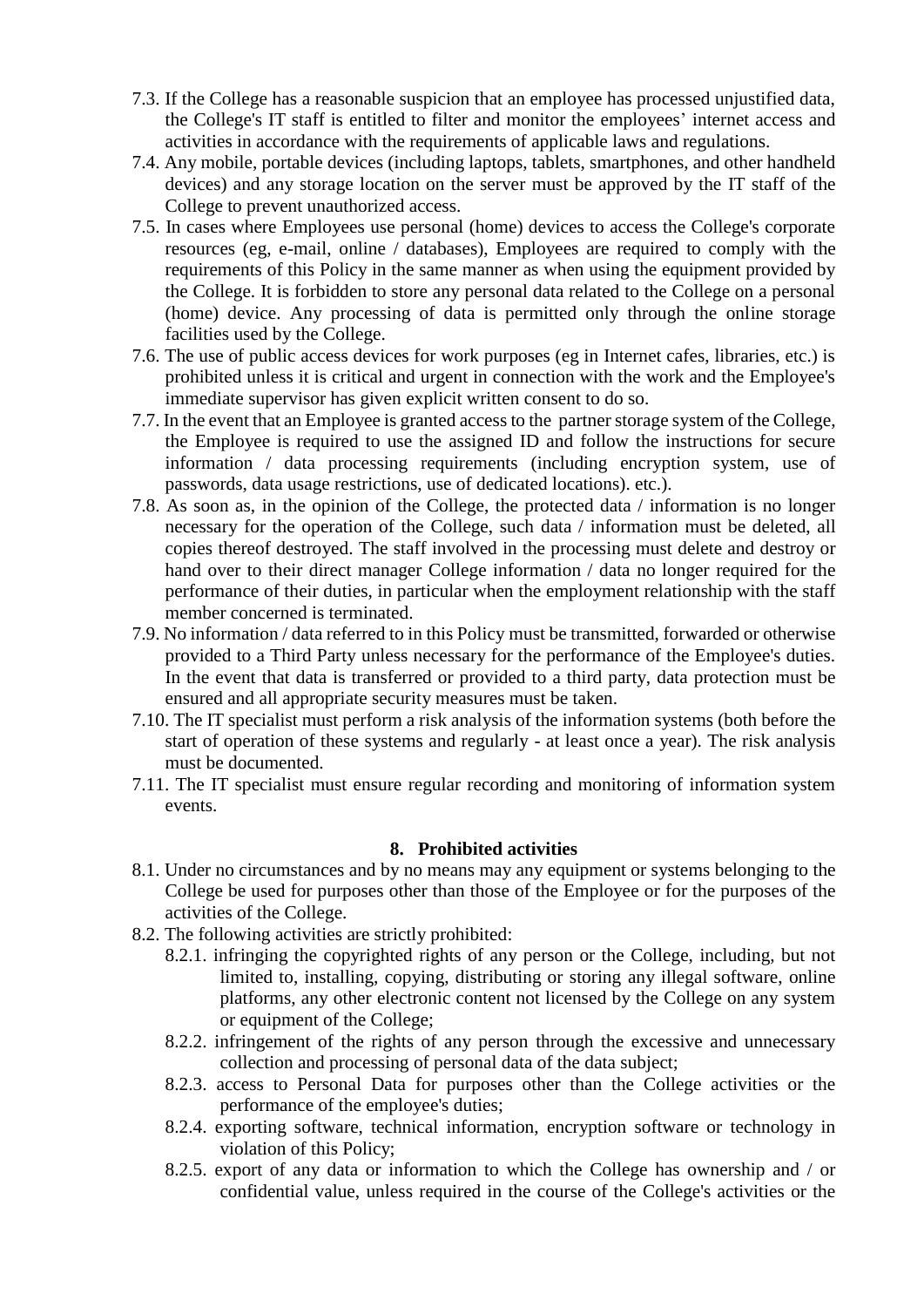7.3. If the College has a reasonable suspicion that an employee has processed unjustified data, the College's IT staff is entitled to filter and monitor the employees' internet access and activities in accordance with the requirements of applicable laws and regulations.

7.4. Any mobile, portable devices (including laptops, tablets, smartphones, and other handheld devices) and any storage location on the server must be approved by the IT staff of the College to prevent unauthorized access.

7.5. In cases where Employees use personal (home) devices to access the College's corporate resources (eg, e-mail, online / databases), Employees are required to comply with the requirements of this Policy in the same manner as when using the equipment provided by the College. It is forbidden to store any personal data related to the College on a personal (home) device. Any processing of data is permitted only through the online storage facilities used by the College.

7.6. The use of public access devices for work purposes (eg in Internet cafes, libraries, etc.) is prohibited unless it is critical and urgent in connection with the work and the Employee's immediate supervisor has given explicit written consent to do so.

7.7. In the event that an Employee is granted access to the partner storage system of the College, the Employee is required to use the assigned ID and follow the instructions for secure information / data processing requirements (including encryption system, use of passwords, data usage restrictions, use of dedicated locations). etc.).

7.8. As soon as, in the opinion of the College, the protected data / information is no longer necessary for the operation of the College, such data / information must be deleted, all copies thereof destroyed. The staff involved in the processing must delete and destroy or hand over to their direct manager College information / data no longer required for the performance of their duties, in particular when the employment relationship with the staff member concerned is terminated.

7.9. No information / data referred to in this Policy must be transmitted, forwarded or otherwise provided to a Third Party unless necessary for the performance of the Employee's duties. In the event that data is transferred or provided to a third party, data protection must be ensured and all appropriate security measures must be taken.

7.10. The IT specialist must perform a risk analysis of the information systems (both before the start of operation of these systems and regularly - at least once a year). The risk analysis must be documented.

7.11. The IT specialist must ensure regular recording and monitoring of information system events.

## 8. Prohibited activities

8.1. Under no circumstances and by no means may any equipment or systems belonging to the College be used for purposes other than those of the Employee or for the purposes of the activities of the College.

8.2. The following activities are strictly prohibited:

8.2.1. infringing the copyrighted rights of any person or the College, including, but not limited to, installing, copying, distributing or storing any illegal software, online platforms, any other electronic content not licensed by the College on any system or equipment of the College;

8.2.2. infringement of the rights of any person through the excessive and unnecessary collection and processing of personal data of the data subject;

8.2.3. access to Personal Data for purposes other than the College activities or the performance of the employee's duties;

8.2.4. exporting software, technical information, encryption software or technology in violation of this Policy;

8.2.5. export of any data or information to which the College has ownership and / or confidential value, unless required in the course of the College's activities or the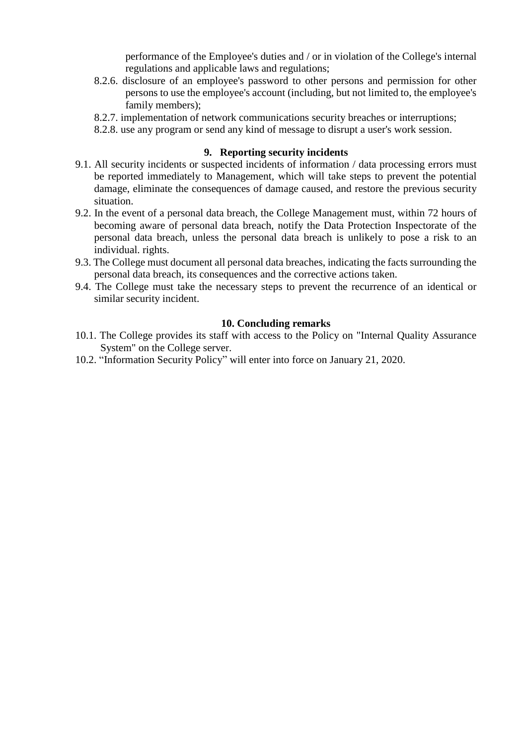performance of the Employee's duties and / or in violation of the College's internal regulations and applicable laws and regulations;

8.2.6. disclosure of an employee's password to other persons and permission for other persons to use the employee's account (including, but not limited to, the employee's family members);

8.2.7. implementation of network communications security breaches or interruptions;

8.2.8. use any program or send any kind of message to disrupt a user's work session.

## 9. Reporting security incidents

9.1. All security incidents or suspected incidents of information / data processing errors must be reported immediately to Management, which will take steps to prevent the potential damage, eliminate the consequences of damage caused, and restore the previous security situation.

9.2. In the event of a personal data breach, the College Management must, within 72 hours of becoming aware of personal data breach, notify the Data Protection Inspectorate of the personal data breach, unless the personal data breach is unlikely to pose a risk to an individual. rights.

9.3. The College must document all personal data breaches, indicating the facts surrounding the personal data breach, its consequences and the corrective actions taken.

9.4. The College must take the necessary steps to prevent the recurrence of an identical or similar security incident.

## 10. Concluding remarks

10.1. The College provides its staff with access to the Policy on "Internal Quality Assurance System" on the College server.

10.2. “Information Security Policy” will enter into force on January 21, 2020.